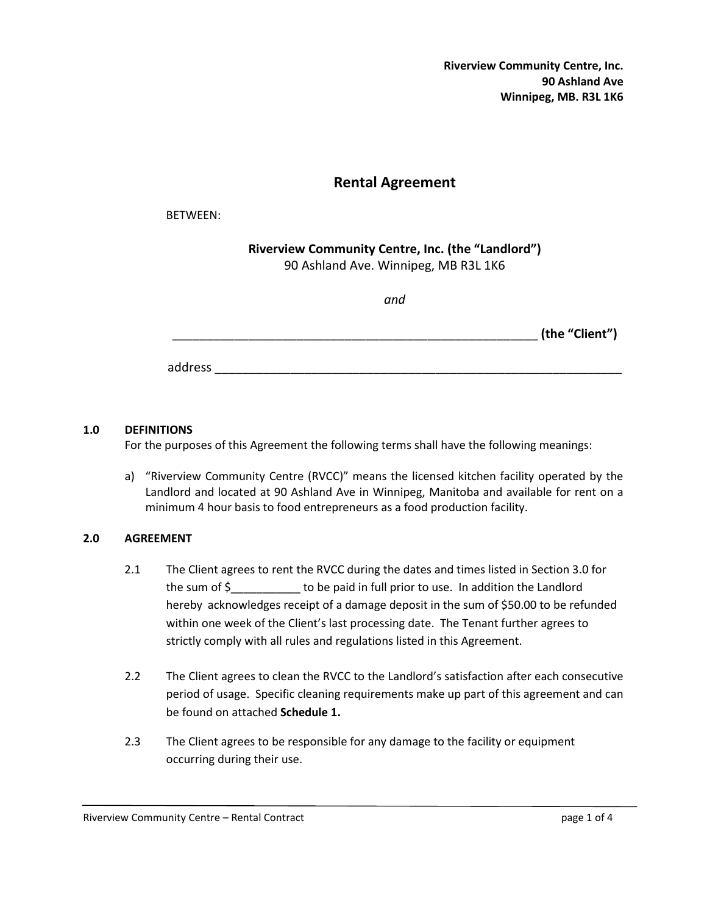**Riverview Community Centre, Inc.**
**90 Ashland Ave**
**Winnipeg, MB. R3L 1K6**

# Rental Agreement

BETWEEN:

**Riverview Community Centre, Inc. (the "Landlord")**
90 Ashland Ave. Winnipeg, MB R3L 1K6

*and*

______________________________________________________ **(the "Client")**

address ____________________________________________________________

## 1.0 DEFINITIONS

For the purposes of this Agreement the following terms shall have the following meanings:

a) "Riverview Community Centre (RVCC)" means the licensed kitchen facility operated by the Landlord and located at 90 Ashland Ave in Winnipeg, Manitoba and available for rent on a minimum 4 hour basis to food entrepreneurs as a food production facility.

## 2.0 AGREEMENT

2.1 The Client agrees to rent the RVCC during the dates and times listed in Section 3.0 for the sum of $___________ to be paid in full prior to use. In addition the Landlord hereby acknowledges receipt of a damage deposit in the sum of $50.00 to be refunded within one week of the Client's last processing date. The Tenant further agrees to strictly comply with all rules and regulations listed in this Agreement.

2.2 The Client agrees to clean the RVCC to the Landlord's satisfaction after each consecutive period of usage. Specific cleaning requirements make up part of this agreement and can be found on attached **Schedule 1.**

2.3 The Client agrees to be responsible for any damage to the facility or equipment occurring during their use.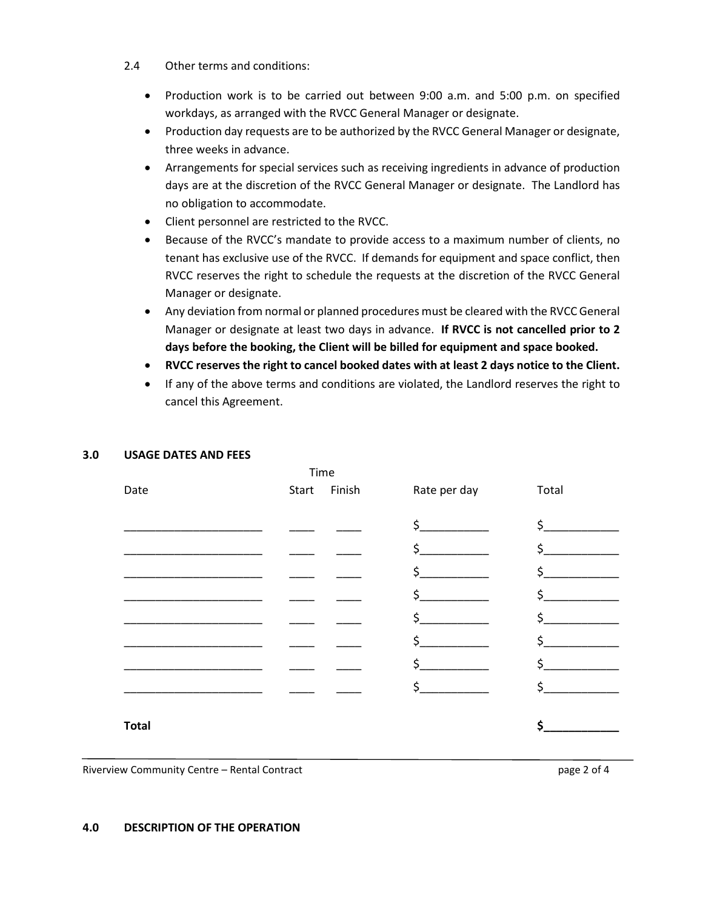2.4 Other terms and conditions:

- Production work is to be carried out between 9:00 a.m. and 5:00 p.m. on specified workdays, as arranged with the RVCC General Manager or designate.
- Production day requests are to be authorized by the RVCC General Manager or designate, three weeks in advance.
- Arrangements for special services such as receiving ingredients in advance of production days are at the discretion of the RVCC General Manager or designate. The Landlord has no obligation to accommodate.
- Client personnel are restricted to the RVCC.
- Because of the RVCC's mandate to provide access to a maximum number of clients, no tenant has exclusive use of the RVCC. If demands for equipment and space conflict, then RVCC reserves the right to schedule the requests at the discretion of the RVCC General Manager or designate.
- Any deviation from normal or planned procedures must be cleared with the RVCC General Manager or designate at least two days in advance. **If RVCC is not cancelled prior to 2 days before the booking, the Client will be billed for equipment and space booked.**
- **RVCC reserves the right to cancel booked dates with at least 2 days notice to the Client.**
- If any of the above terms and conditions are violated, the Landlord reserves the right to cancel this Agreement.

## 3.0 USAGE DATES AND FEES

| Date | Time | | Rate per day | Total |
|---|---|---|---|---|
| | Start | Finish | | |
| ____________________ | ____ | ____ | $__________ | $__________ |
| ____________________ | ____ | ____ | $__________ | $__________ |
| ____________________ | ____ | ____ | $__________ | $__________ |
| ____________________ | ____ | ____ | $__________ | $__________ |
| ____________________ | ____ | ____ | $__________ | $__________ |
| ____________________ | ____ | ____ | $__________ | $__________ |
| ____________________ | ____ | ____ | $__________ | $__________ |
| ____________________ | ____ | ____ | $__________ | $__________ |
| **Total** | | | | **$__________** |

## 4.0 DESCRIPTION OF THE OPERATION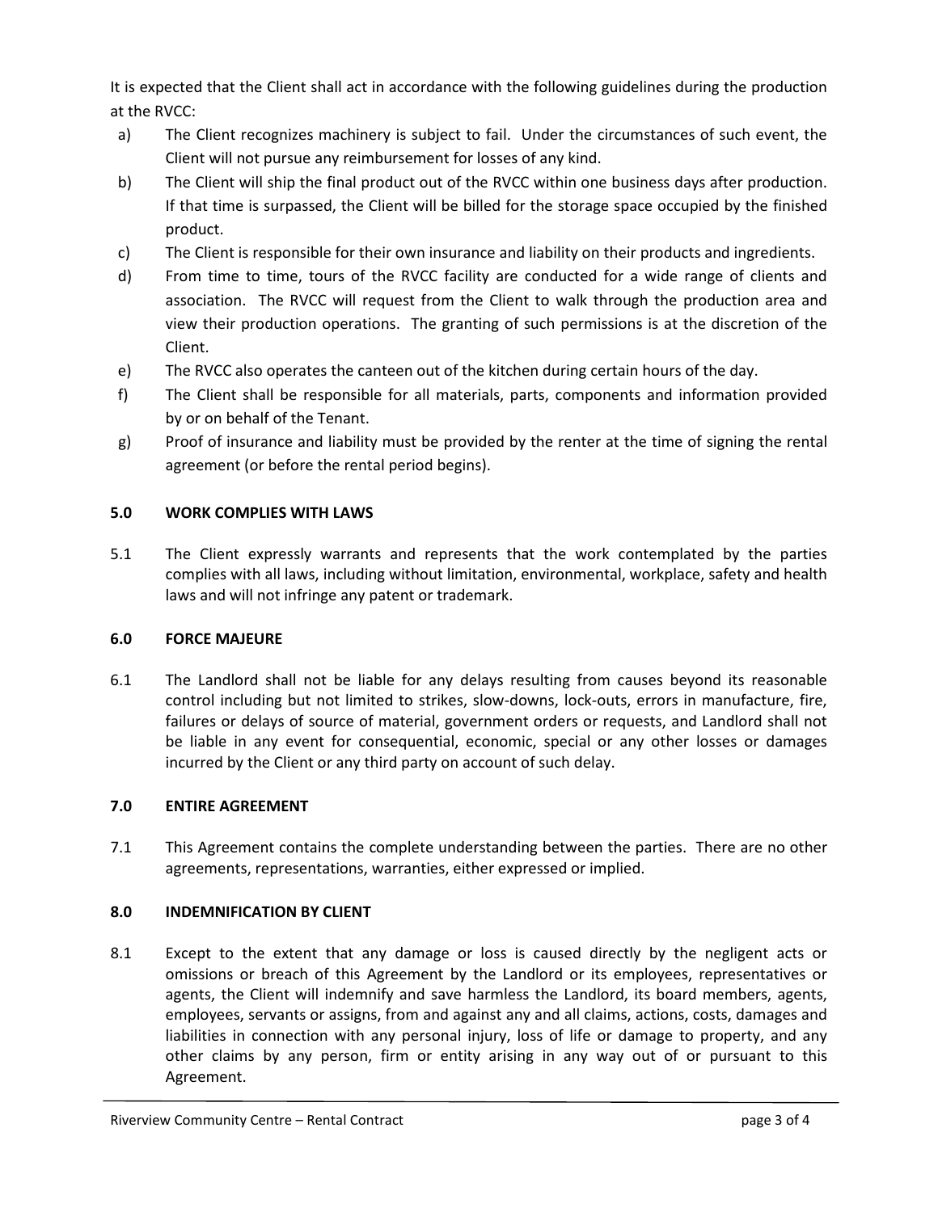It is expected that the Client shall act in accordance with the following guidelines during the production at the RVCC:

a) The Client recognizes machinery is subject to fail. Under the circumstances of such event, the Client will not pursue any reimbursement for losses of any kind.

b) The Client will ship the final product out of the RVCC within one business days after production. If that time is surpassed, the Client will be billed for the storage space occupied by the finished product.

c) The Client is responsible for their own insurance and liability on their products and ingredients.

d) From time to time, tours of the RVCC facility are conducted for a wide range of clients and association. The RVCC will request from the Client to walk through the production area and view their production operations. The granting of such permissions is at the discretion of the Client.

e) The RVCC also operates the canteen out of the kitchen during certain hours of the day.

f) The Client shall be responsible for all materials, parts, components and information provided by or on behalf of the Tenant.

g) Proof of insurance and liability must be provided by the renter at the time of signing the rental agreement (or before the rental period begins).

## 5.0 WORK COMPLIES WITH LAWS

5.1 The Client expressly warrants and represents that the work contemplated by the parties complies with all laws, including without limitation, environmental, workplace, safety and health laws and will not infringe any patent or trademark.

## 6.0 FORCE MAJEURE

6.1 The Landlord shall not be liable for any delays resulting from causes beyond its reasonable control including but not limited to strikes, slow-downs, lock-outs, errors in manufacture, fire, failures or delays of source of material, government orders or requests, and Landlord shall not be liable in any event for consequential, economic, special or any other losses or damages incurred by the Client or any third party on account of such delay.

## 7.0 ENTIRE AGREEMENT

7.1 This Agreement contains the complete understanding between the parties. There are no other agreements, representations, warranties, either expressed or implied.

## 8.0 INDEMNIFICATION BY CLIENT

8.1 Except to the extent that any damage or loss is caused directly by the negligent acts or omissions or breach of this Agreement by the Landlord or its employees, representatives or agents, the Client will indemnify and save harmless the Landlord, its board members, agents, employees, servants or assigns, from and against any and all claims, actions, costs, damages and liabilities in connection with any personal injury, loss of life or damage to property, and any other claims by any person, firm or entity arising in any way out of or pursuant to this Agreement.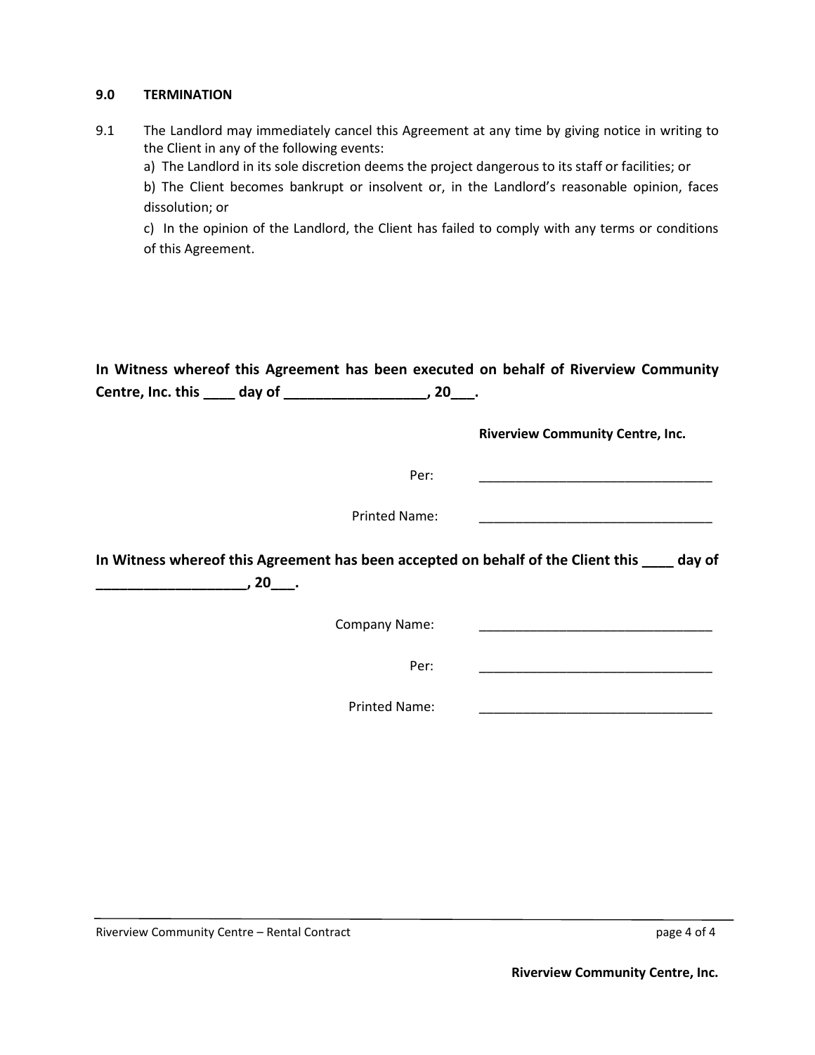## 9.0 TERMINATION

9.1 The Landlord may immediately cancel this Agreement at any time by giving notice in writing to the Client in any of the following events:

a) The Landlord in its sole discretion deems the project dangerous to its staff or facilities; or

b) The Client becomes bankrupt or insolvent or, in the Landlord's reasonable opinion, faces dissolution; or

c) In the opinion of the Landlord, the Client has failed to comply with any terms or conditions of this Agreement.

**In Witness whereof this Agreement has been executed on behalf of Riverview Community Centre, Inc. this ____ day of __________________, 20___.**

**Riverview Community Centre, Inc.**

Per: ________________________________

Printed Name: ________________________________

**In Witness whereof this Agreement has been accepted on behalf of the Client this ____ day of ___________________, 20___.**

Company Name: ________________________________

Per: ________________________________

Printed Name: ________________________________

**Riverview Community Centre, Inc.**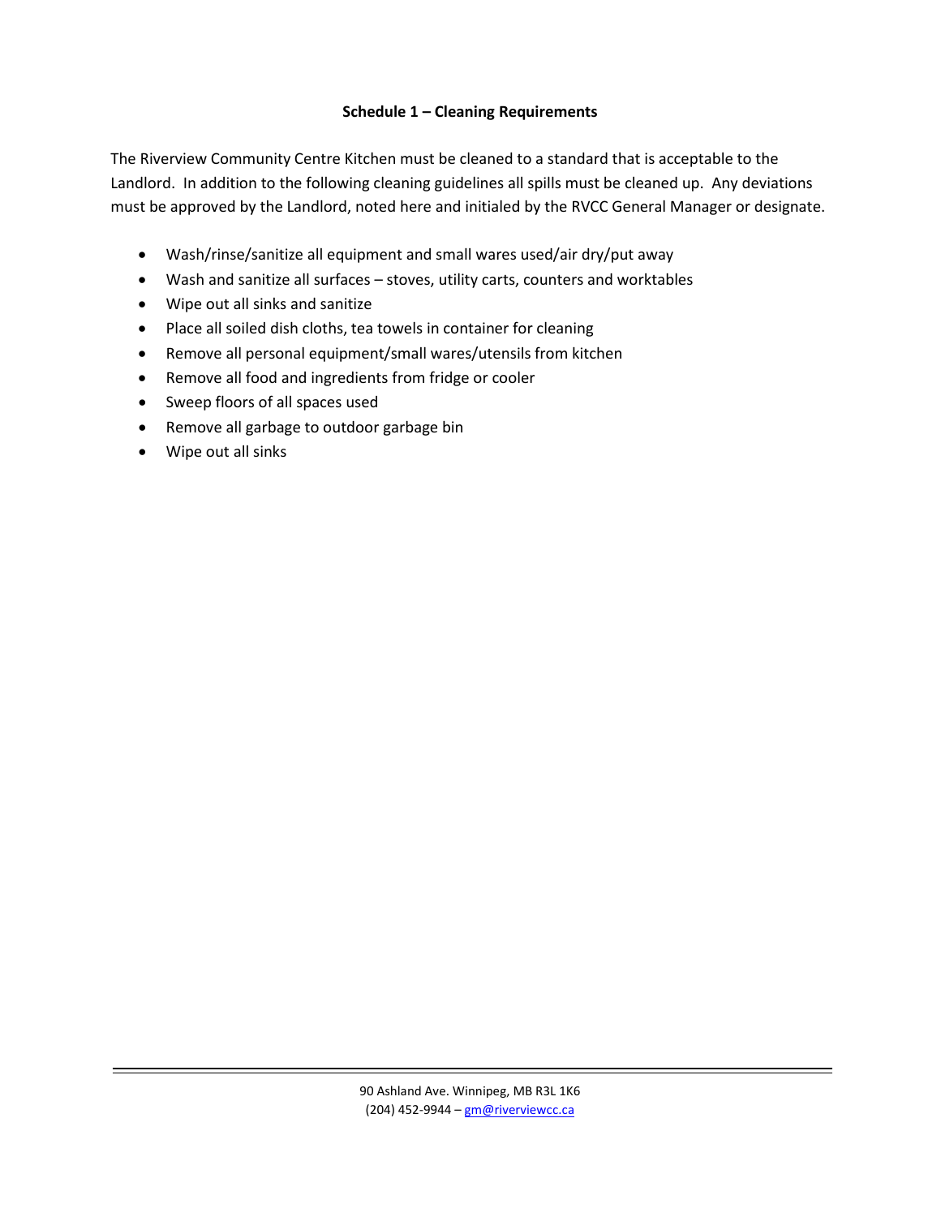**Schedule 1 – Cleaning Requirements**

The Riverview Community Centre Kitchen must be cleaned to a standard that is acceptable to the Landlord. In addition to the following cleaning guidelines all spills must be cleaned up. Any deviations must be approved by the Landlord, noted here and initialed by the RVCC General Manager or designate.

- Wash/rinse/sanitize all equipment and small wares used/air dry/put away
- Wash and sanitize all surfaces – stoves, utility carts, counters and worktables
- Wipe out all sinks and sanitize
- Place all soiled dish cloths, tea towels in container for cleaning
- Remove all personal equipment/small wares/utensils from kitchen
- Remove all food and ingredients from fridge or cooler
- Sweep floors of all spaces used
- Remove all garbage to outdoor garbage bin
- Wipe out all sinks